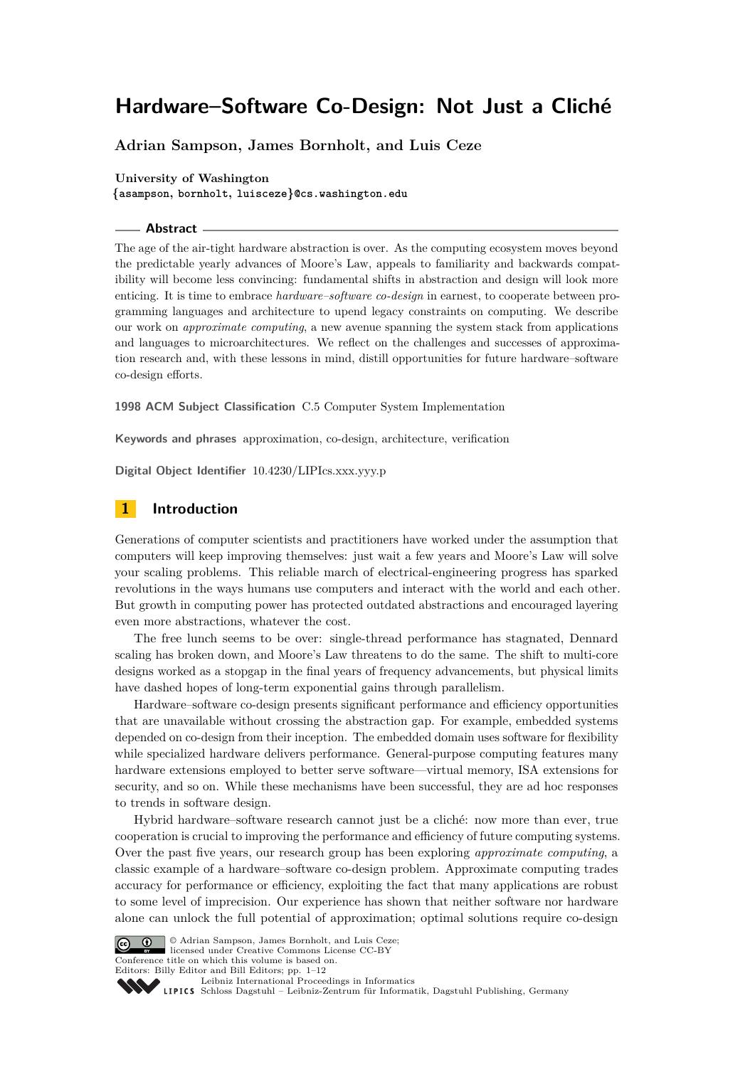# Hardware–Software Co-Design: Not Just a Cliché

**Adrian Sampson, James Bornholt, and Luis Ceze**

**University of Washington**
{asampson, bornholt, luisceze}@cs.washington.edu

## Abstract

The age of the air-tight hardware abstraction is over. As the computing ecosystem moves beyond the predictable yearly advances of Moore's Law, appeals to familiarity and backwards compatibility will become less convincing: fundamental shifts in abstraction and design will look more enticing. It is time to embrace *hardware–software co-design* in earnest, to cooperate between programming languages and architecture to upend legacy constraints on computing. We describe our work on *approximate computing*, a new avenue spanning the system stack from applications and languages to microarchitectures. We reflect on the challenges and successes of approximation research and, with these lessons in mind, distill opportunities for future hardware–software co-design efforts.

**1998 ACM Subject Classification** C.5 Computer System Implementation

**Keywords and phrases** approximation, co-design, architecture, verification

**Digital Object Identifier** 10.4230/LIPIcs.xxx.yyy.p

## 1 Introduction

Generations of computer scientists and practitioners have worked under the assumption that computers will keep improving themselves: just wait a few years and Moore's Law will solve your scaling problems. This reliable march of electrical-engineering progress has sparked revolutions in the ways humans use computers and interact with the world and each other. But growth in computing power has protected outdated abstractions and encouraged layering even more abstractions, whatever the cost.

The free lunch seems to be over: single-thread performance has stagnated, Dennard scaling has broken down, and Moore's Law threatens to do the same. The shift to multi-core designs worked as a stopgap in the final years of frequency advancements, but physical limits have dashed hopes of long-term exponential gains through parallelism.

Hardware–software co-design presents significant performance and efficiency opportunities that are unavailable without crossing the abstraction gap. For example, embedded systems depended on co-design from their inception. The embedded domain uses software for flexibility while specialized hardware delivers performance. General-purpose computing features many hardware extensions employed to better serve software—virtual memory, ISA extensions for security, and so on. While these mechanisms have been successful, they are ad hoc responses to trends in software design.

Hybrid hardware–software research cannot just be a cliché: now more than ever, true cooperation is crucial to improving the performance and efficiency of future computing systems. Over the past five years, our research group has been exploring *approximate computing*, a classic example of a hardware–software co-design problem. Approximate computing trades accuracy for performance or efficiency, exploiting the fact that many applications are robust to some level of imprecision. Our experience has shown that neither software nor hardware alone can unlock the full potential of approximation; optimal solutions require co-design

© Adrian Sampson, James Bornholt, and Luis Ceze;
licensed under Creative Commons License CC-BY
Conference title on which this volume is based on.
Editors: Billy Editor and Bill Editors; pp. 1–12
Leibniz International Proceedings in Informatics
Schloss Dagstuhl – Leibniz-Zentrum für Informatik, Dagstuhl Publishing, Germany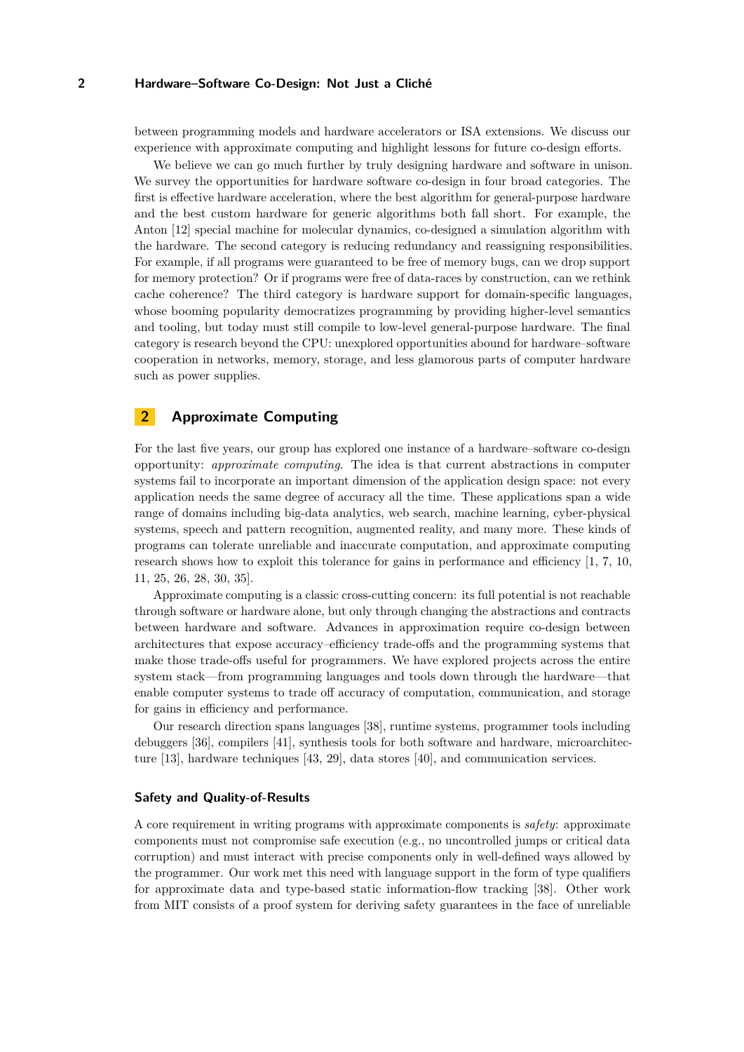between programming models and hardware accelerators or ISA extensions. We discuss our experience with approximate computing and highlight lessons for future co-design efforts.

We believe we can go much further by truly designing hardware and software in unison. We survey the opportunities for hardware software co-design in four broad categories. The first is effective hardware acceleration, where the best algorithm for general-purpose hardware and the best custom hardware for generic algorithms both fall short. For example, the Anton [12] special machine for molecular dynamics, co-designed a simulation algorithm with the hardware. The second category is reducing redundancy and reassigning responsibilities. For example, if all programs were guaranteed to be free of memory bugs, can we drop support for memory protection? Or if programs were free of data-races by construction, can we rethink cache coherence? The third category is hardware support for domain-specific languages, whose booming popularity democratizes programming by providing higher-level semantics and tooling, but today must still compile to low-level general-purpose hardware. The final category is research beyond the CPU: unexplored opportunities abound for hardware–software cooperation in networks, memory, storage, and less glamorous parts of computer hardware such as power supplies.

## 2 Approximate Computing

For the last five years, our group has explored one instance of a hardware–software co-design opportunity: *approximate computing*. The idea is that current abstractions in computer systems fail to incorporate an important dimension of the application design space: not every application needs the same degree of accuracy all the time. These applications span a wide range of domains including big-data analytics, web search, machine learning, cyber-physical systems, speech and pattern recognition, augmented reality, and many more. These kinds of programs can tolerate unreliable and inaccurate computation, and approximate computing research shows how to exploit this tolerance for gains in performance and efficiency [1, 7, 10, 11, 25, 26, 28, 30, 35].

Approximate computing is a classic cross-cutting concern: its full potential is not reachable through software or hardware alone, but only through changing the abstractions and contracts between hardware and software. Advances in approximation require co-design between architectures that expose accuracy–efficiency trade-offs and the programming systems that make those trade-offs useful for programmers. We have explored projects across the entire system stack—from programming languages and tools down through the hardware—that enable computer systems to trade off accuracy of computation, communication, and storage for gains in efficiency and performance.

Our research direction spans languages [38], runtime systems, programmer tools including debuggers [36], compilers [41], synthesis tools for both software and hardware, microarchitecture [13], hardware techniques [43, 29], data stores [40], and communication services.

### Safety and Quality-of-Results

A core requirement in writing programs with approximate components is *safety*: approximate components must not compromise safe execution (e.g., no uncontrolled jumps or critical data corruption) and must interact with precise components only in well-defined ways allowed by the programmer. Our work met this need with language support in the form of type qualifiers for approximate data and type-based static information-flow tracking [38]. Other work from MIT consists of a proof system for deriving safety guarantees in the face of unreliable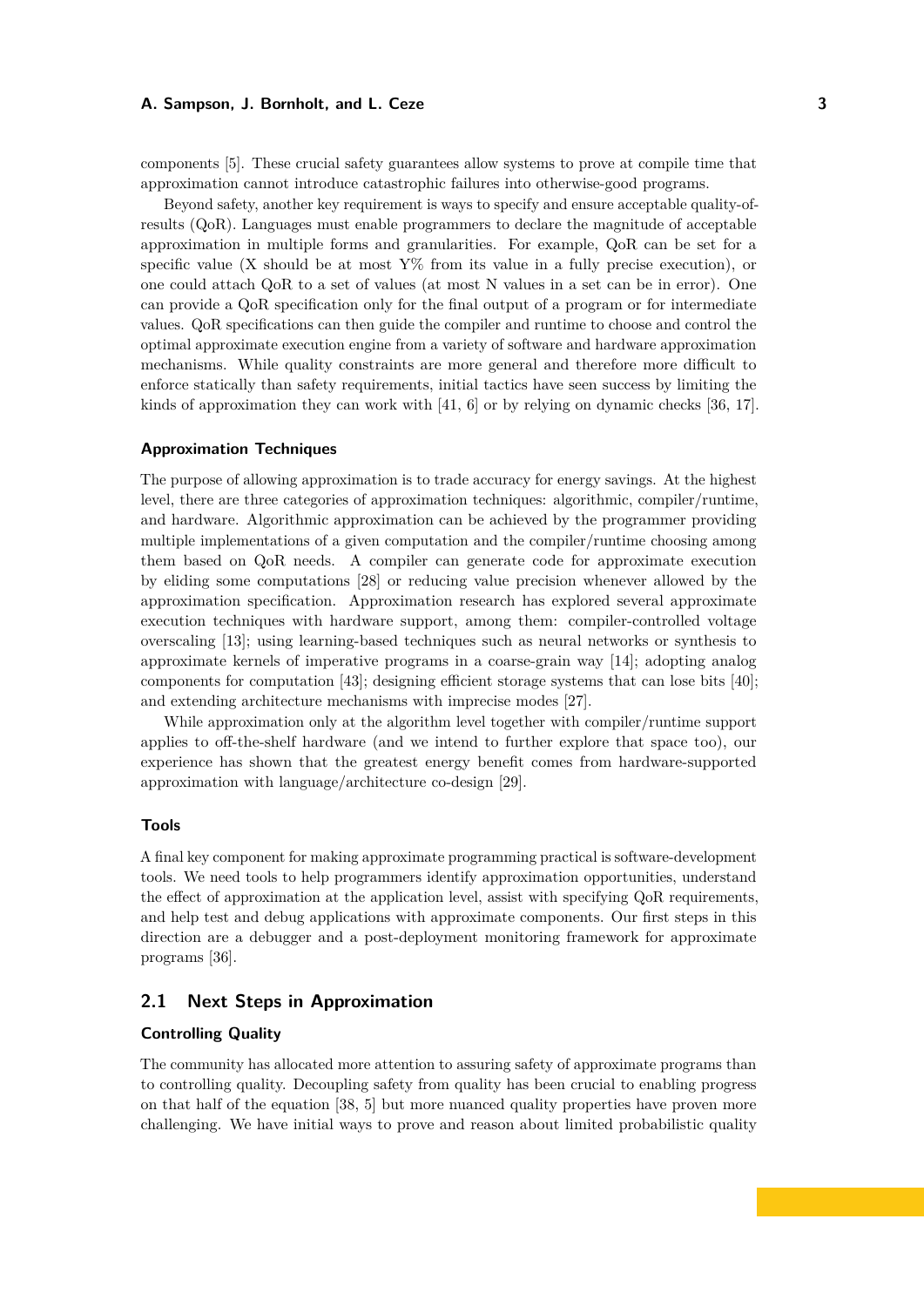components [5]. These crucial safety guarantees allow systems to prove at compile time that approximation cannot introduce catastrophic failures into otherwise-good programs.

Beyond safety, another key requirement is ways to specify and ensure acceptable quality-of-results (QoR). Languages must enable programmers to declare the magnitude of acceptable approximation in multiple forms and granularities. For example, QoR can be set for a specific value (X should be at most Y% from its value in a fully precise execution), or one could attach QoR to a set of values (at most N values in a set can be in error). One can provide a QoR specification only for the final output of a program or for intermediate values. QoR specifications can then guide the compiler and runtime to choose and control the optimal approximate execution engine from a variety of software and hardware approximation mechanisms. While quality constraints are more general and therefore more difficult to enforce statically than safety requirements, initial tactics have seen success by limiting the kinds of approximation they can work with [41, 6] or by relying on dynamic checks [36, 17].

### Approximation Techniques

The purpose of allowing approximation is to trade accuracy for energy savings. At the highest level, there are three categories of approximation techniques: algorithmic, compiler/runtime, and hardware. Algorithmic approximation can be achieved by the programmer providing multiple implementations of a given computation and the compiler/runtime choosing among them based on QoR needs. A compiler can generate code for approximate execution by eliding some computations [28] or reducing value precision whenever allowed by the approximation specification. Approximation research has explored several approximate execution techniques with hardware support, among them: compiler-controlled voltage overscaling [13]; using learning-based techniques such as neural networks or synthesis to approximate kernels of imperative programs in a coarse-grain way [14]; adopting analog components for computation [43]; designing efficient storage systems that can lose bits [40]; and extending architecture mechanisms with imprecise modes [27].

While approximation only at the algorithm level together with compiler/runtime support applies to off-the-shelf hardware (and we intend to further explore that space too), our experience has shown that the greatest energy benefit comes from hardware-supported approximation with language/architecture co-design [29].

### Tools

A final key component for making approximate programming practical is software-development tools. We need tools to help programmers identify approximation opportunities, understand the effect of approximation at the application level, assist with specifying QoR requirements, and help test and debug applications with approximate components. Our first steps in this direction are a debugger and a post-deployment monitoring framework for approximate programs [36].

## 2.1 Next Steps in Approximation

### Controlling Quality

The community has allocated more attention to assuring safety of approximate programs than to controlling quality. Decoupling safety from quality has been crucial to enabling progress on that half of the equation [38, 5] but more nuanced quality properties have proven more challenging. We have initial ways to prove and reason about limited probabilistic quality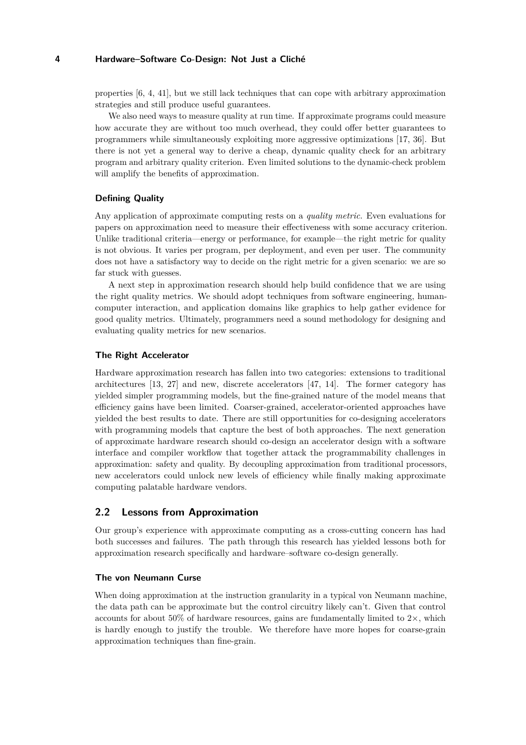properties [6, 4, 41], but we still lack techniques that can cope with arbitrary approximation strategies and still produce useful guarantees.

We also need ways to measure quality at run time. If approximate programs could measure how accurate they are without too much overhead, they could offer better guarantees to programmers while simultaneously exploiting more aggressive optimizations [17, 36]. But there is not yet a general way to derive a cheap, dynamic quality check for an arbitrary program and arbitrary quality criterion. Even limited solutions to the dynamic-check problem will amplify the benefits of approximation.

### Defining Quality

Any application of approximate computing rests on a *quality metric*. Even evaluations for papers on approximation need to measure their effectiveness with some accuracy criterion. Unlike traditional criteria—energy or performance, for example—the right metric for quality is not obvious. It varies per program, per deployment, and even per user. The community does not have a satisfactory way to decide on the right metric for a given scenario: we are so far stuck with guesses.

A next step in approximation research should help build confidence that we are using the right quality metrics. We should adopt techniques from software engineering, human-computer interaction, and application domains like graphics to help gather evidence for good quality metrics. Ultimately, programmers need a sound methodology for designing and evaluating quality metrics for new scenarios.

### The Right Accelerator

Hardware approximation research has fallen into two categories: extensions to traditional architectures [13, 27] and new, discrete accelerators [47, 14]. The former category has yielded simpler programming models, but the fine-grained nature of the model means that efficiency gains have been limited. Coarser-grained, accelerator-oriented approaches have yielded the best results to date. There are still opportunities for co-designing accelerators with programming models that capture the best of both approaches. The next generation of approximate hardware research should co-design an accelerator design with a software interface and compiler workflow that together attack the programmability challenges in approximation: safety and quality. By decoupling approximation from traditional processors, new accelerators could unlock new levels of efficiency while finally making approximate computing palatable hardware vendors.

## 2.2 Lessons from Approximation

Our group's experience with approximate computing as a cross-cutting concern has had both successes and failures. The path through this research has yielded lessons both for approximation research specifically and hardware–software co-design generally.

### The von Neumann Curse

When doing approximation at the instruction granularity in a typical von Neumann machine, the data path can be approximate but the control circuitry likely can't. Given that control accounts for about 50% of hardware resources, gains are fundamentally limited to $2\times$, which is hardly enough to justify the trouble. We therefore have more hopes for coarse-grain approximation techniques than fine-grain.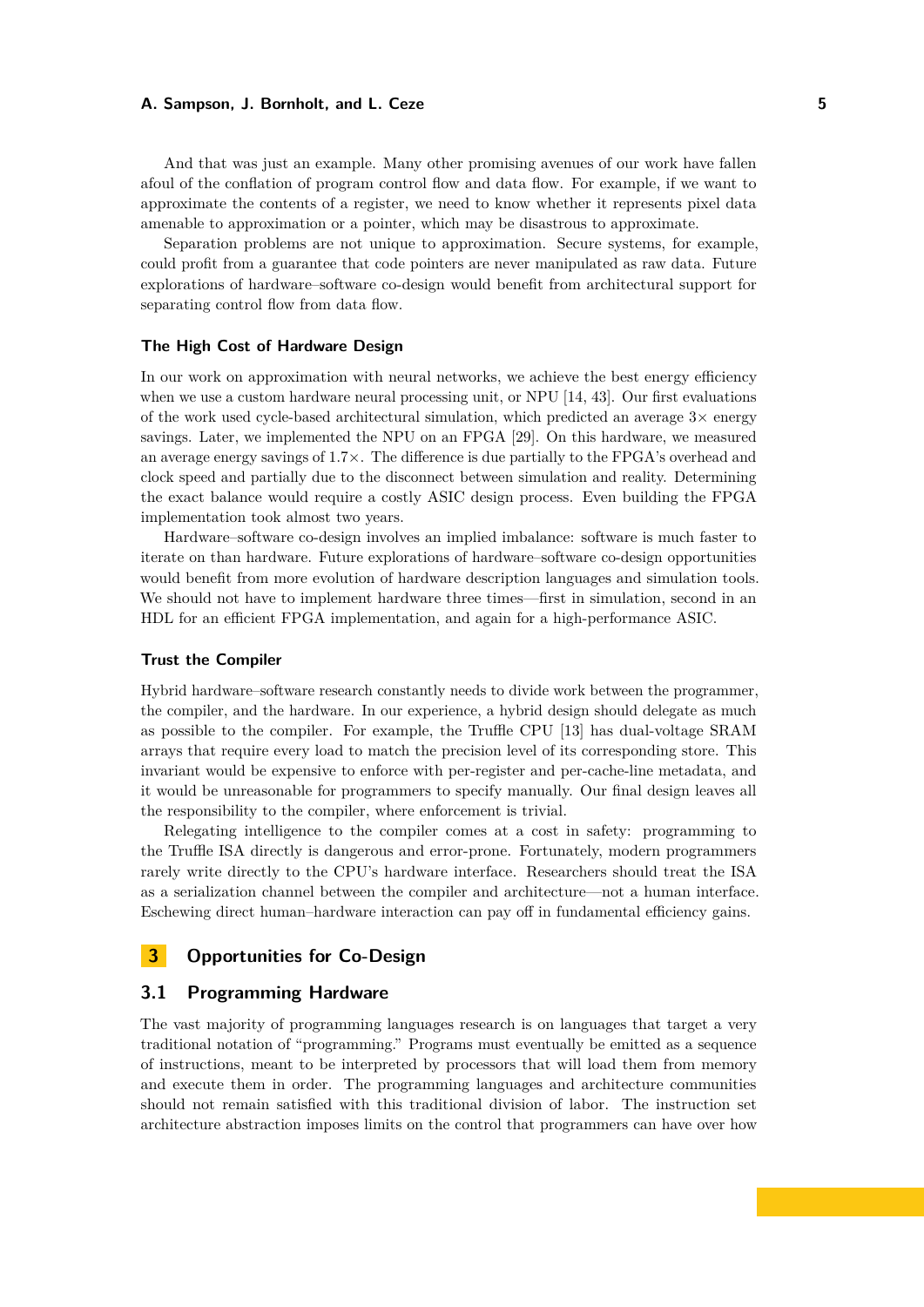And that was just an example. Many other promising avenues of our work have fallen afoul of the conflation of program control flow and data flow. For example, if we want to approximate the contents of a register, we need to know whether it represents pixel data amenable to approximation or a pointer, which may be disastrous to approximate.

Separation problems are not unique to approximation. Secure systems, for example, could profit from a guarantee that code pointers are never manipulated as raw data. Future explorations of hardware–software co-design would benefit from architectural support for separating control flow from data flow.

### The High Cost of Hardware Design

In our work on approximation with neural networks, we achieve the best energy efficiency when we use a custom hardware neural processing unit, or NPU [14, 43]. Our first evaluations of the work used cycle-based architectural simulation, which predicted an average 3× energy savings. Later, we implemented the NPU on an FPGA [29]. On this hardware, we measured an average energy savings of 1.7×. The difference is due partially to the FPGA's overhead and clock speed and partially due to the disconnect between simulation and reality. Determining the exact balance would require a costly ASIC design process. Even building the FPGA implementation took almost two years.

Hardware–software co-design involves an implied imbalance: software is much faster to iterate on than hardware. Future explorations of hardware–software co-design opportunities would benefit from more evolution of hardware description languages and simulation tools. We should not have to implement hardware three times—first in simulation, second in an HDL for an efficient FPGA implementation, and again for a high-performance ASIC.

### Trust the Compiler

Hybrid hardware–software research constantly needs to divide work between the programmer, the compiler, and the hardware. In our experience, a hybrid design should delegate as much as possible to the compiler. For example, the Truffle CPU [13] has dual-voltage SRAM arrays that require every load to match the precision level of its corresponding store. This invariant would be expensive to enforce with per-register and per-cache-line metadata, and it would be unreasonable for programmers to specify manually. Our final design leaves all the responsibility to the compiler, where enforcement is trivial.

Relegating intelligence to the compiler comes at a cost in safety: programming to the Truffle ISA directly is dangerous and error-prone. Fortunately, modern programmers rarely write directly to the CPU's hardware interface. Researchers should treat the ISA as a serialization channel between the compiler and architecture—not a human interface. Eschewing direct human–hardware interaction can pay off in fundamental efficiency gains.

## 3 Opportunities for Co-Design

### 3.1 Programming Hardware

The vast majority of programming languages research is on languages that target a very traditional notation of "programming." Programs must eventually be emitted as a sequence of instructions, meant to be interpreted by processors that will load them from memory and execute them in order. The programming languages and architecture communities should not remain satisfied with this traditional division of labor. The instruction set architecture abstraction imposes limits on the control that programmers can have over how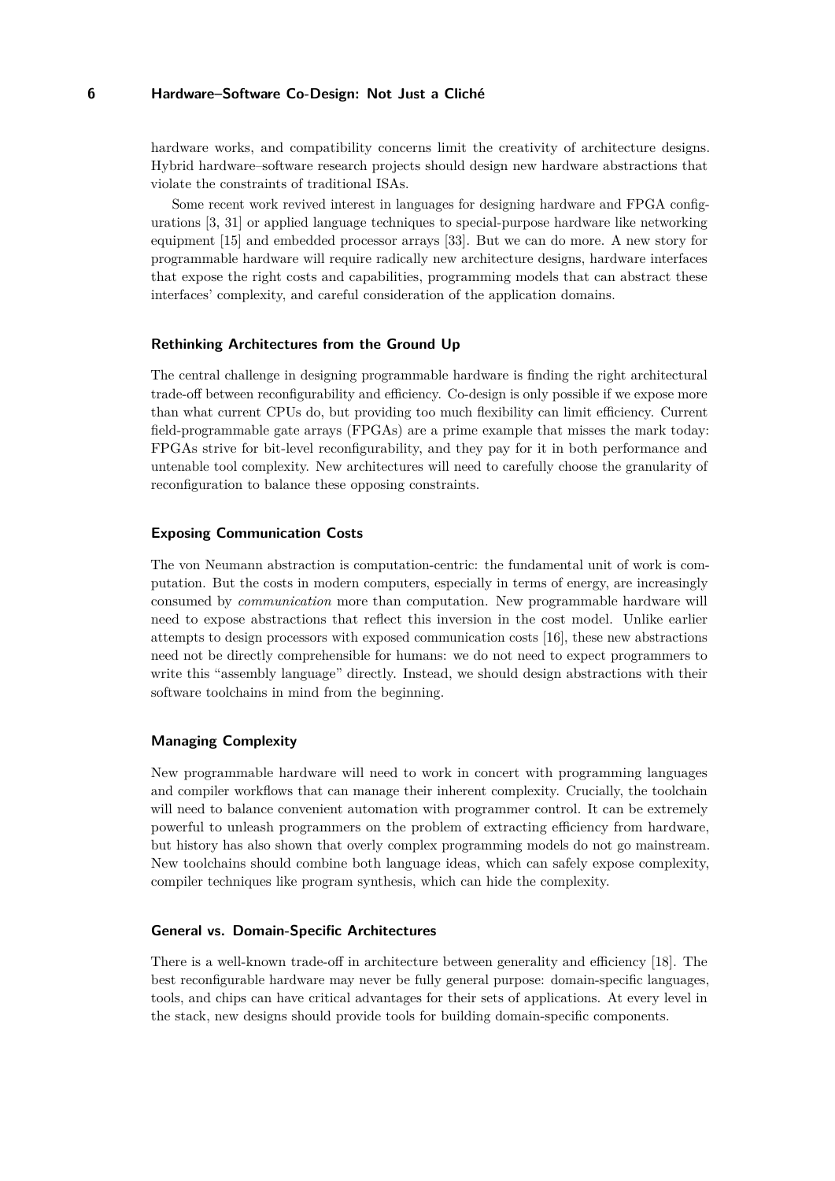hardware works, and compatibility concerns limit the creativity of architecture designs. Hybrid hardware–software research projects should design new hardware abstractions that violate the constraints of traditional ISAs.

Some recent work revived interest in languages for designing hardware and FPGA configurations [3, 31] or applied language techniques to special-purpose hardware like networking equipment [15] and embedded processor arrays [33]. But we can do more. A new story for programmable hardware will require radically new architecture designs, hardware interfaces that expose the right costs and capabilities, programming models that can abstract these interfaces' complexity, and careful consideration of the application domains.

#### Rethinking Architectures from the Ground Up

The central challenge in designing programmable hardware is finding the right architectural trade-off between reconfigurability and efficiency. Co-design is only possible if we expose more than what current CPUs do, but providing too much flexibility can limit efficiency. Current field-programmable gate arrays (FPGAs) are a prime example that misses the mark today: FPGAs strive for bit-level reconfigurability, and they pay for it in both performance and untenable tool complexity. New architectures will need to carefully choose the granularity of reconfiguration to balance these opposing constraints.

#### Exposing Communication Costs

The von Neumann abstraction is computation-centric: the fundamental unit of work is computation. But the costs in modern computers, especially in terms of energy, are increasingly consumed by *communication* more than computation. New programmable hardware will need to expose abstractions that reflect this inversion in the cost model. Unlike earlier attempts to design processors with exposed communication costs [16], these new abstractions need not be directly comprehensible for humans: we do not need to expect programmers to write this "assembly language" directly. Instead, we should design abstractions with their software toolchains in mind from the beginning.

#### Managing Complexity

New programmable hardware will need to work in concert with programming languages and compiler workflows that can manage their inherent complexity. Crucially, the toolchain will need to balance convenient automation with programmer control. It can be extremely powerful to unleash programmers on the problem of extracting efficiency from hardware, but history has also shown that overly complex programming models do not go mainstream. New toolchains should combine both language ideas, which can safely expose complexity, compiler techniques like program synthesis, which can hide the complexity.

#### General vs. Domain-Specific Architectures

There is a well-known trade-off in architecture between generality and efficiency [18]. The best reconfigurable hardware may never be fully general purpose: domain-specific languages, tools, and chips can have critical advantages for their sets of applications. At every level in the stack, new designs should provide tools for building domain-specific components.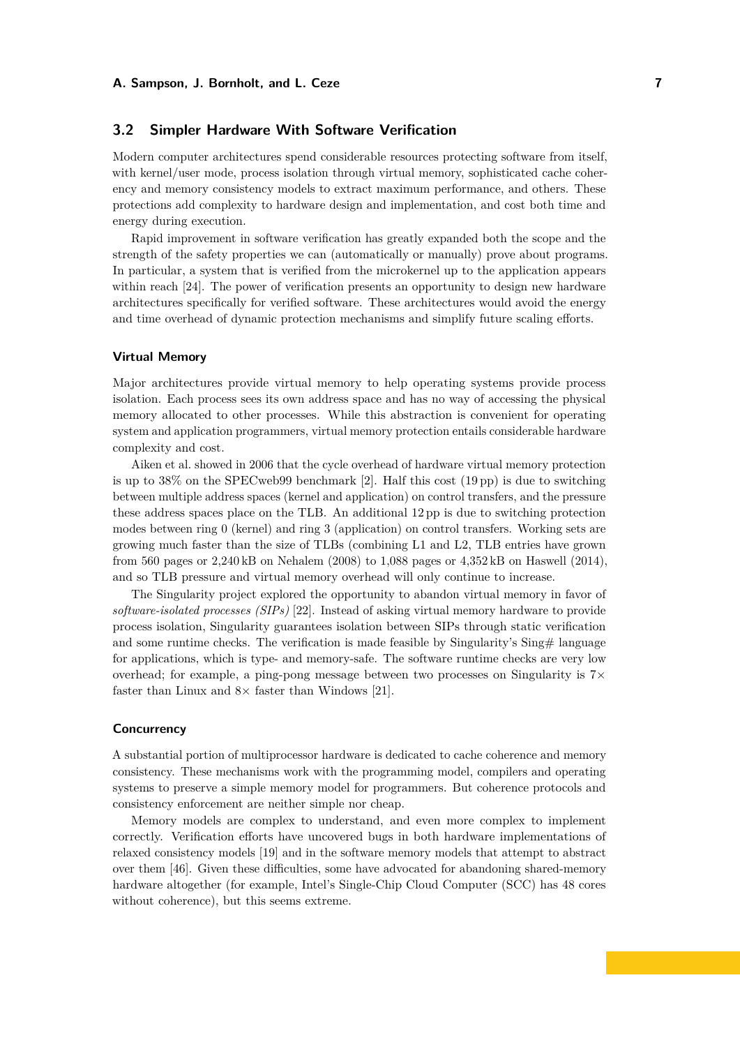## 3.2 Simpler Hardware With Software Verification

Modern computer architectures spend considerable resources protecting software from itself, with kernel/user mode, process isolation through virtual memory, sophisticated cache coherency and memory consistency models to extract maximum performance, and others. These protections add complexity to hardware design and implementation, and cost both time and energy during execution.

Rapid improvement in software verification has greatly expanded both the scope and the strength of the safety properties we can (automatically or manually) prove about programs. In particular, a system that is verified from the microkernel up to the application appears within reach [24]. The power of verification presents an opportunity to design new hardware architectures specifically for verified software. These architectures would avoid the energy and time overhead of dynamic protection mechanisms and simplify future scaling efforts.

### Virtual Memory

Major architectures provide virtual memory to help operating systems provide process isolation. Each process sees its own address space and has no way of accessing the physical memory allocated to other processes. While this abstraction is convenient for operating system and application programmers, virtual memory protection entails considerable hardware complexity and cost.

Aiken et al. showed in 2006 that the cycle overhead of hardware virtual memory protection is up to 38% on the SPECweb99 benchmark [2]. Half this cost (19 pp) is due to switching between multiple address spaces (kernel and application) on control transfers, and the pressure these address spaces place on the TLB. An additional 12 pp is due to switching protection modes between ring 0 (kernel) and ring 3 (application) on control transfers. Working sets are growing much faster than the size of TLBs (combining L1 and L2, TLB entries have grown from 560 pages or 2,240 kB on Nehalem (2008) to 1,088 pages or 4,352 kB on Haswell (2014), and so TLB pressure and virtual memory overhead will only continue to increase.

The Singularity project explored the opportunity to abandon virtual memory in favor of *software-isolated processes (SIPs)* [22]. Instead of asking virtual memory hardware to provide process isolation, Singularity guarantees isolation between SIPs through static verification and some runtime checks. The verification is made feasible by Singularity's Sing# language for applications, which is type- and memory-safe. The software runtime checks are very low overhead; for example, a ping-pong message between two processes on Singularity is 7× faster than Linux and 8× faster than Windows [21].

### Concurrency

A substantial portion of multiprocessor hardware is dedicated to cache coherence and memory consistency. These mechanisms work with the programming model, compilers and operating systems to preserve a simple memory model for programmers. But coherence protocols and consistency enforcement are neither simple nor cheap.

Memory models are complex to understand, and even more complex to implement correctly. Verification efforts have uncovered bugs in both hardware implementations of relaxed consistency models [19] and in the software memory models that attempt to abstract over them [46]. Given these difficulties, some have advocated for abandoning shared-memory hardware altogether (for example, Intel's Single-Chip Cloud Computer (SCC) has 48 cores without coherence), but this seems extreme.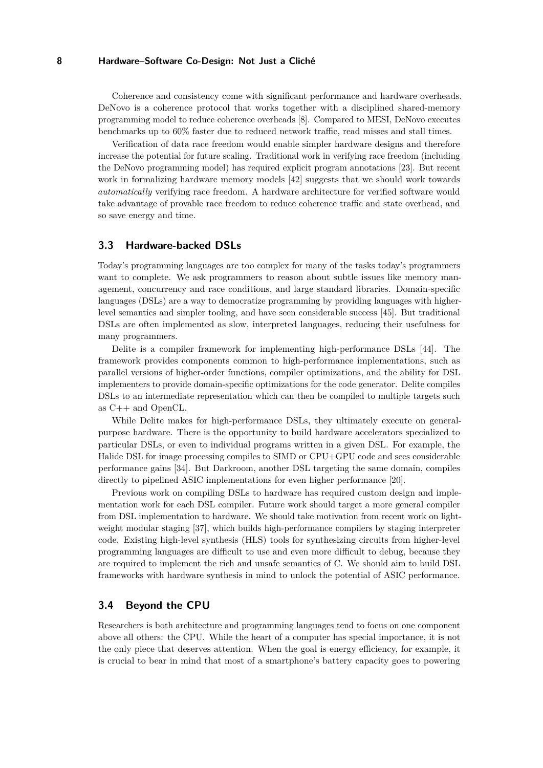Coherence and consistency come with significant performance and hardware overheads. DeNovo is a coherence protocol that works together with a disciplined shared-memory programming model to reduce coherence overheads [8]. Compared to MESI, DeNovo executes benchmarks up to 60% faster due to reduced network traffic, read misses and stall times.

Verification of data race freedom would enable simpler hardware designs and therefore increase the potential for future scaling. Traditional work in verifying race freedom (including the DeNovo programming model) has required explicit program annotations [23]. But recent work in formalizing hardware memory models [42] suggests that we should work towards *automatically* verifying race freedom. A hardware architecture for verified software would take advantage of provable race freedom to reduce coherence traffic and state overhead, and so save energy and time.

### 3.3 Hardware-backed DSLs

Today's programming languages are too complex for many of the tasks today's programmers want to complete. We ask programmers to reason about subtle issues like memory management, concurrency and race conditions, and large standard libraries. Domain-specific languages (DSLs) are a way to democratize programming by providing languages with higher-level semantics and simpler tooling, and have seen considerable success [45]. But traditional DSLs are often implemented as slow, interpreted languages, reducing their usefulness for many programmers.

Delite is a compiler framework for implementing high-performance DSLs [44]. The framework provides components common to high-performance implementations, such as parallel versions of higher-order functions, compiler optimizations, and the ability for DSL implementers to provide domain-specific optimizations for the code generator. Delite compiles DSLs to an intermediate representation which can then be compiled to multiple targets such as C++ and OpenCL.

While Delite makes for high-performance DSLs, they ultimately execute on general-purpose hardware. There is the opportunity to build hardware accelerators specialized to particular DSLs, or even to individual programs written in a given DSL. For example, the Halide DSL for image processing compiles to SIMD or CPU+GPU code and sees considerable performance gains [34]. But Darkroom, another DSL targeting the same domain, compiles directly to pipelined ASIC implementations for even higher performance [20].

Previous work on compiling DSLs to hardware has required custom design and implementation work for each DSL compiler. Future work should target a more general compiler from DSL implementation to hardware. We should take motivation from recent work on lightweight modular staging [37], which builds high-performance compilers by staging interpreter code. Existing high-level synthesis (HLS) tools for synthesizing circuits from higher-level programming languages are difficult to use and even more difficult to debug, because they are required to implement the rich and unsafe semantics of C. We should aim to build DSL frameworks with hardware synthesis in mind to unlock the potential of ASIC performance.

### 3.4 Beyond the CPU

Researchers is both architecture and programming languages tend to focus on one component above all others: the CPU. While the heart of a computer has special importance, it is not the only piece that deserves attention. When the goal is energy efficiency, for example, it is crucial to bear in mind that most of a smartphone's battery capacity goes to powering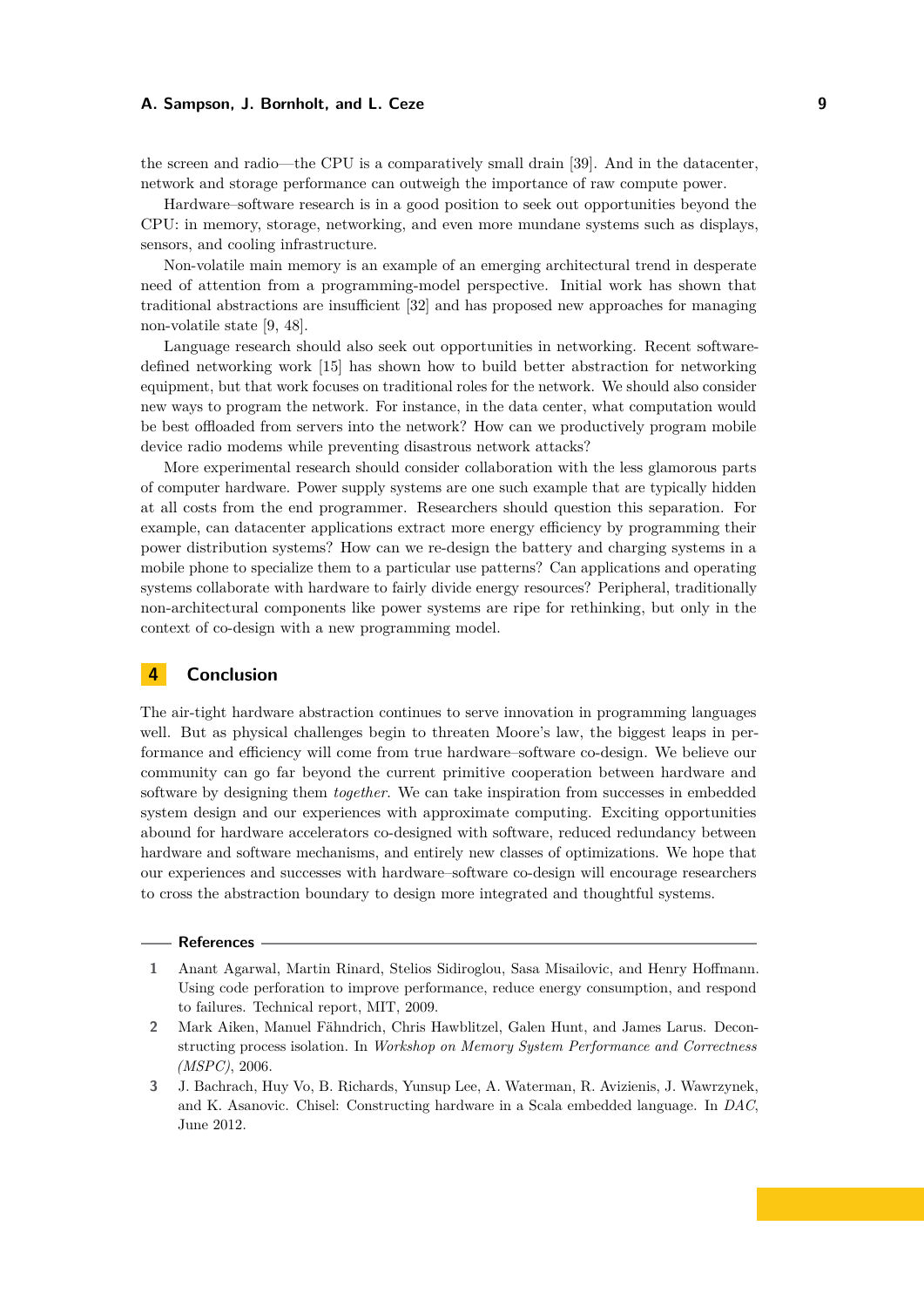the screen and radio—the CPU is a comparatively small drain [39]. And in the datacenter, network and storage performance can outweigh the importance of raw compute power.

Hardware–software research is in a good position to seek out opportunities beyond the CPU: in memory, storage, networking, and even more mundane systems such as displays, sensors, and cooling infrastructure.

Non-volatile main memory is an example of an emerging architectural trend in desperate need of attention from a programming-model perspective. Initial work has shown that traditional abstractions are insufficient [32] and has proposed new approaches for managing non-volatile state [9, 48].

Language research should also seek out opportunities in networking. Recent software-defined networking work [15] has shown how to build better abstraction for networking equipment, but that work focuses on traditional roles for the network. We should also consider new ways to program the network. For instance, in the data center, what computation would be best offloaded from servers into the network? How can we productively program mobile device radio modems while preventing disastrous network attacks?

More experimental research should consider collaboration with the less glamorous parts of computer hardware. Power supply systems are one such example that are typically hidden at all costs from the end programmer. Researchers should question this separation. For example, can datacenter applications extract more energy efficiency by programming their power distribution systems? How can we re-design the battery and charging systems in a mobile phone to specialize them to a particular use patterns? Can applications and operating systems collaborate with hardware to fairly divide energy resources? Peripheral, traditionally non-architectural components like power systems are ripe for rethinking, but only in the context of co-design with a new programming model.

## 4 Conclusion

The air-tight hardware abstraction continues to serve innovation in programming languages well. But as physical challenges begin to threaten Moore's law, the biggest leaps in performance and efficiency will come from true hardware–software co-design. We believe our community can go far beyond the current primitive cooperation between hardware and software by designing them *together*. We can take inspiration from successes in embedded system design and our experiences with approximate computing. Exciting opportunities abound for hardware accelerators co-designed with software, reduced redundancy between hardware and software mechanisms, and entirely new classes of optimizations. We hope that our experiences and successes with hardware–software co-design will encourage researchers to cross the abstraction boundary to design more integrated and thoughtful systems.

## References

1. Anant Agarwal, Martin Rinard, Stelios Sidiroglou, Sasa Misailovic, and Henry Hoffmann. Using code perforation to improve performance, reduce energy consumption, and respond to failures. Technical report, MIT, 2009.
2. Mark Aiken, Manuel Fähndrich, Chris Hawblitzel, Galen Hunt, and James Larus. Deconstructing process isolation. In *Workshop on Memory System Performance and Correctness (MSPC)*, 2006.
3. J. Bachrach, Huy Vo, B. Richards, Yunsup Lee, A. Waterman, R. Avizienis, J. Wawrzynek, and K. Asanovic. Chisel: Constructing hardware in a Scala embedded language. In *DAC*, June 2012.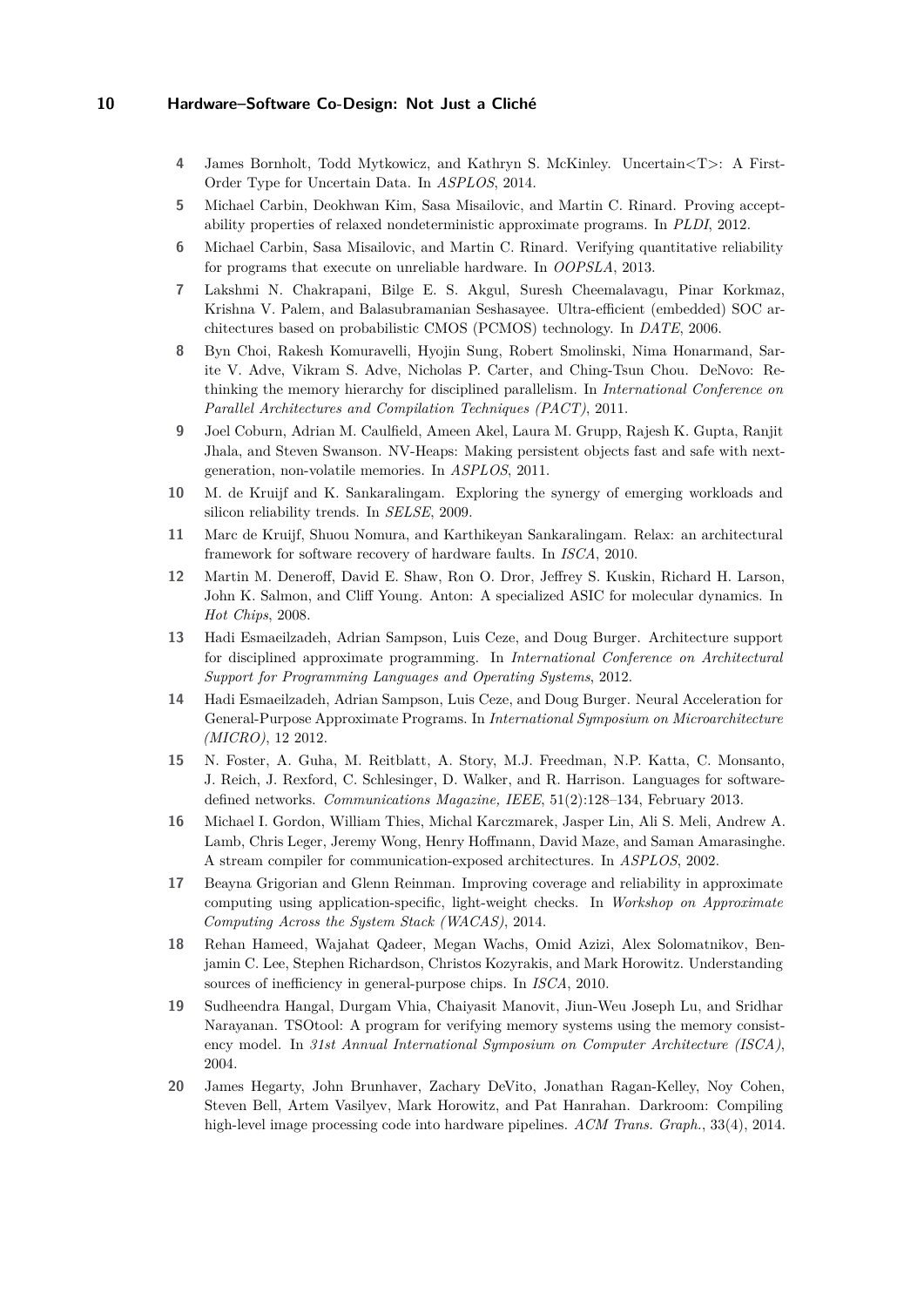4 James Bornholt, Todd Mytkowicz, and Kathryn S. McKinley. Uncertain<T>: A First-Order Type for Uncertain Data. In *ASPLOS*, 2014.

5 Michael Carbin, Deokhwan Kim, Sasa Misailovic, and Martin C. Rinard. Proving acceptability properties of relaxed nondeterministic approximate programs. In *PLDI*, 2012.

6 Michael Carbin, Sasa Misailovic, and Martin C. Rinard. Verifying quantitative reliability for programs that execute on unreliable hardware. In *OOPSLA*, 2013.

7 Lakshmi N. Chakrapani, Bilge E. S. Akgul, Suresh Cheemalavagu, Pinar Korkmaz, Krishna V. Palem, and Balasubramanian Seshasayee. Ultra-efficient (embedded) SOC architectures based on probabilistic CMOS (PCMOS) technology. In *DATE*, 2006.

8 Byn Choi, Rakesh Komuravelli, Hyojin Sung, Robert Smolinski, Nima Honarmand, Sarite V. Adve, Vikram S. Adve, Nicholas P. Carter, and Ching-Tsun Chou. DeNovo: Rethinking the memory hierarchy for disciplined parallelism. In *International Conference on Parallel Architectures and Compilation Techniques (PACT)*, 2011.

9 Joel Coburn, Adrian M. Caulfield, Ameen Akel, Laura M. Grupp, Rajesh K. Gupta, Ranjit Jhala, and Steven Swanson. NV-Heaps: Making persistent objects fast and safe with next-generation, non-volatile memories. In *ASPLOS*, 2011.

10 M. de Kruijf and K. Sankaralingam. Exploring the synergy of emerging workloads and silicon reliability trends. In *SELSE*, 2009.

11 Marc de Kruijf, Shuou Nomura, and Karthikeyan Sankaralingam. Relax: an architectural framework for software recovery of hardware faults. In *ISCA*, 2010.

12 Martin M. Deneroff, David E. Shaw, Ron O. Dror, Jeffrey S. Kuskin, Richard H. Larson, John K. Salmon, and Cliff Young. Anton: A specialized ASIC for molecular dynamics. In *Hot Chips*, 2008.

13 Hadi Esmaeilzadeh, Adrian Sampson, Luis Ceze, and Doug Burger. Architecture support for disciplined approximate programming. In *International Conference on Architectural Support for Programming Languages and Operating Systems*, 2012.

14 Hadi Esmaeilzadeh, Adrian Sampson, Luis Ceze, and Doug Burger. Neural Acceleration for General-Purpose Approximate Programs. In *International Symposium on Microarchitecture (MICRO)*, 12 2012.

15 N. Foster, A. Guha, M. Reitblatt, A. Story, M.J. Freedman, N.P. Katta, C. Monsanto, J. Reich, J. Rexford, C. Schlesinger, D. Walker, and R. Harrison. Languages for software-defined networks. *Communications Magazine, IEEE*, 51(2):128–134, February 2013.

16 Michael I. Gordon, William Thies, Michal Karczmarek, Jasper Lin, Ali S. Meli, Andrew A. Lamb, Chris Leger, Jeremy Wong, Henry Hoffmann, David Maze, and Saman Amarasinghe. A stream compiler for communication-exposed architectures. In *ASPLOS*, 2002.

17 Beayna Grigorian and Glenn Reinman. Improving coverage and reliability in approximate computing using application-specific, light-weight checks. In *Workshop on Approximate Computing Across the System Stack (WACAS)*, 2014.

18 Rehan Hameed, Wajahat Qadeer, Megan Wachs, Omid Azizi, Alex Solomatnikov, Benjamin C. Lee, Stephen Richardson, Christos Kozyrakis, and Mark Horowitz. Understanding sources of inefficiency in general-purpose chips. In *ISCA*, 2010.

19 Sudheendra Hangal, Durgam Vhia, Chaiyasit Manovit, Jiun-Weu Joseph Lu, and Sridhar Narayanan. TSOtool: A program for verifying memory systems using the memory consistency model. In *31st Annual International Symposium on Computer Architecture (ISCA)*, 2004.

20 James Hegarty, John Brunhaver, Zachary DeVito, Jonathan Ragan-Kelley, Noy Cohen, Steven Bell, Artem Vasilyev, Mark Horowitz, and Pat Hanrahan. Darkroom: Compiling high-level image processing code into hardware pipelines. *ACM Trans. Graph.*, 33(4), 2014.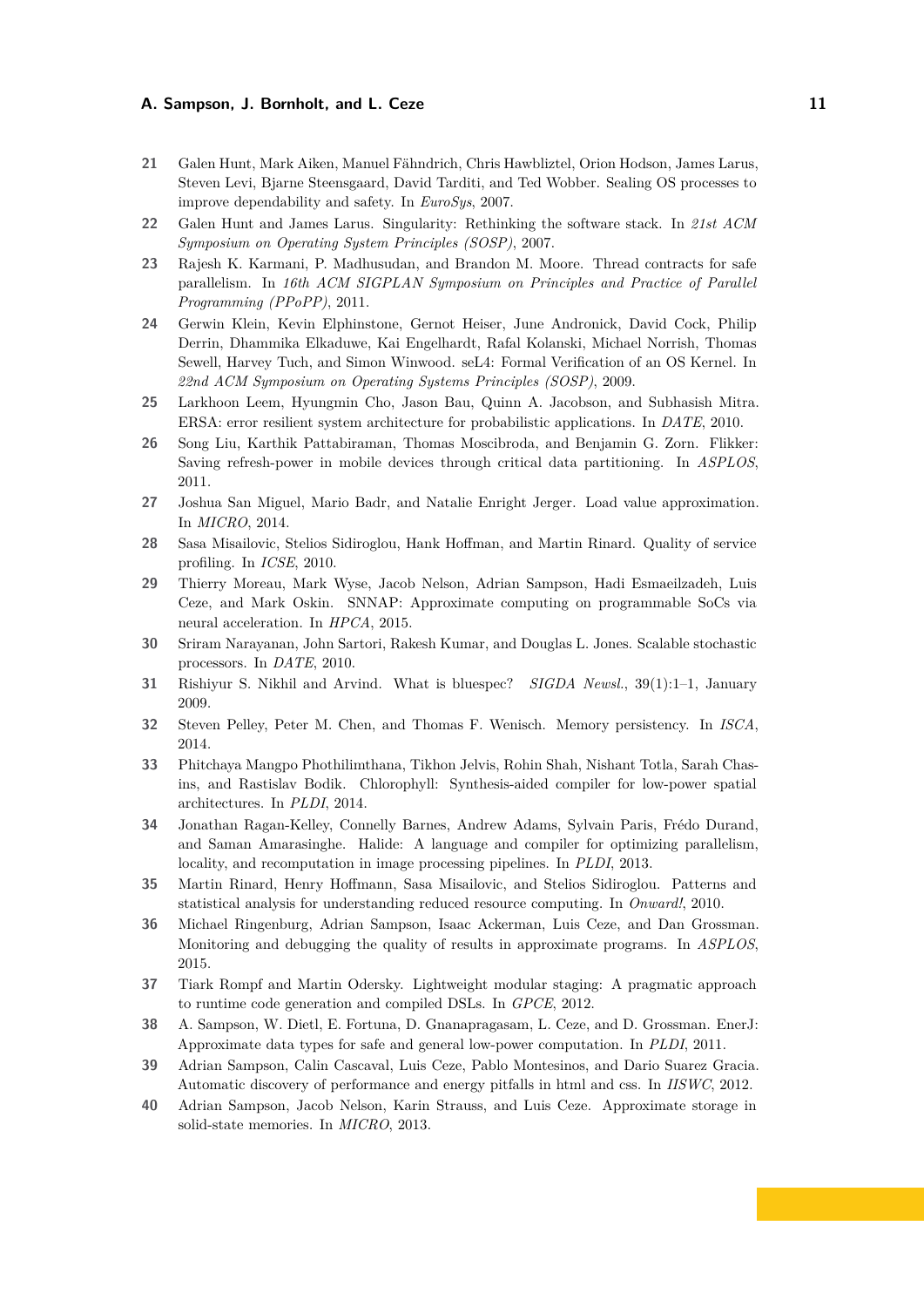21. Galen Hunt, Mark Aiken, Manuel Fähndrich, Chris Hawbliztel, Orion Hodson, James Larus, Steven Levi, Bjarne Steensgaard, David Tarditi, and Ted Wobber. Sealing OS processes to improve dependability and safety. In *EuroSys*, 2007.
22. Galen Hunt and James Larus. Singularity: Rethinking the software stack. In *21st ACM Symposium on Operating System Principles (SOSP)*, 2007.
23. Rajesh K. Karmani, P. Madhusudan, and Brandon M. Moore. Thread contracts for safe parallelism. In *16th ACM SIGPLAN Symposium on Principles and Practice of Parallel Programming (PPoPP)*, 2011.
24. Gerwin Klein, Kevin Elphinstone, Gernot Heiser, June Andronick, David Cock, Philip Derrin, Dhammika Elkaduwe, Kai Engelhardt, Rafal Kolanski, Michael Norrish, Thomas Sewell, Harvey Tuch, and Simon Winwood. seL4: Formal Verification of an OS Kernel. In *22nd ACM Symposium on Operating Systems Principles (SOSP)*, 2009.
25. Larkhoon Leem, Hyungmin Cho, Jason Bau, Quinn A. Jacobson, and Subhasish Mitra. ERSA: error resilient system architecture for probabilistic applications. In *DATE*, 2010.
26. Song Liu, Karthik Pattabiraman, Thomas Moscibroda, and Benjamin G. Zorn. Flikker: Saving refresh-power in mobile devices through critical data partitioning. In *ASPLOS*, 2011.
27. Joshua San Miguel, Mario Badr, and Natalie Enright Jerger. Load value approximation. In *MICRO*, 2014.
28. Sasa Misailovic, Stelios Sidiroglou, Hank Hoffman, and Martin Rinard. Quality of service profiling. In *ICSE*, 2010.
29. Thierry Moreau, Mark Wyse, Jacob Nelson, Adrian Sampson, Hadi Esmaeilzadeh, Luis Ceze, and Mark Oskin. SNNAP: Approximate computing on programmable SoCs via neural acceleration. In *HPCA*, 2015.
30. Sriram Narayanan, John Sartori, Rakesh Kumar, and Douglas L. Jones. Scalable stochastic processors. In *DATE*, 2010.
31. Rishiyur S. Nikhil and Arvind. What is bluespec? *SIGDA Newsl.*, 39(1):1–1, January 2009.
32. Steven Pelley, Peter M. Chen, and Thomas F. Wenisch. Memory persistency. In *ISCA*, 2014.
33. Phitchaya Mangpo Phothilimthana, Tikhon Jelvis, Rohin Shah, Nishant Totla, Sarah Chasins, and Rastislav Bodik. Chlorophyll: Synthesis-aided compiler for low-power spatial architectures. In *PLDI*, 2014.
34. Jonathan Ragan-Kelley, Connelly Barnes, Andrew Adams, Sylvain Paris, Frédo Durand, and Saman Amarasinghe. Halide: A language and compiler for optimizing parallelism, locality, and recomputation in image processing pipelines. In *PLDI*, 2013.
35. Martin Rinard, Henry Hoffmann, Sasa Misailovic, and Stelios Sidiroglou. Patterns and statistical analysis for understanding reduced resource computing. In *Onward!*, 2010.
36. Michael Ringenburg, Adrian Sampson, Isaac Ackerman, Luis Ceze, and Dan Grossman. Monitoring and debugging the quality of results in approximate programs. In *ASPLOS*, 2015.
37. Tiark Rompf and Martin Odersky. Lightweight modular staging: A pragmatic approach to runtime code generation and compiled DSLs. In *GPCE*, 2012.
38. A. Sampson, W. Dietl, E. Fortuna, D. Gnanapragasam, L. Ceze, and D. Grossman. EnerJ: Approximate data types for safe and general low-power computation. In *PLDI*, 2011.
39. Adrian Sampson, Calin Cascaval, Luis Ceze, Pablo Montesinos, and Dario Suarez Gracia. Automatic discovery of performance and energy pitfalls in html and css. In *IISWC*, 2012.
40. Adrian Sampson, Jacob Nelson, Karin Strauss, and Luis Ceze. Approximate storage in solid-state memories. In *MICRO*, 2013.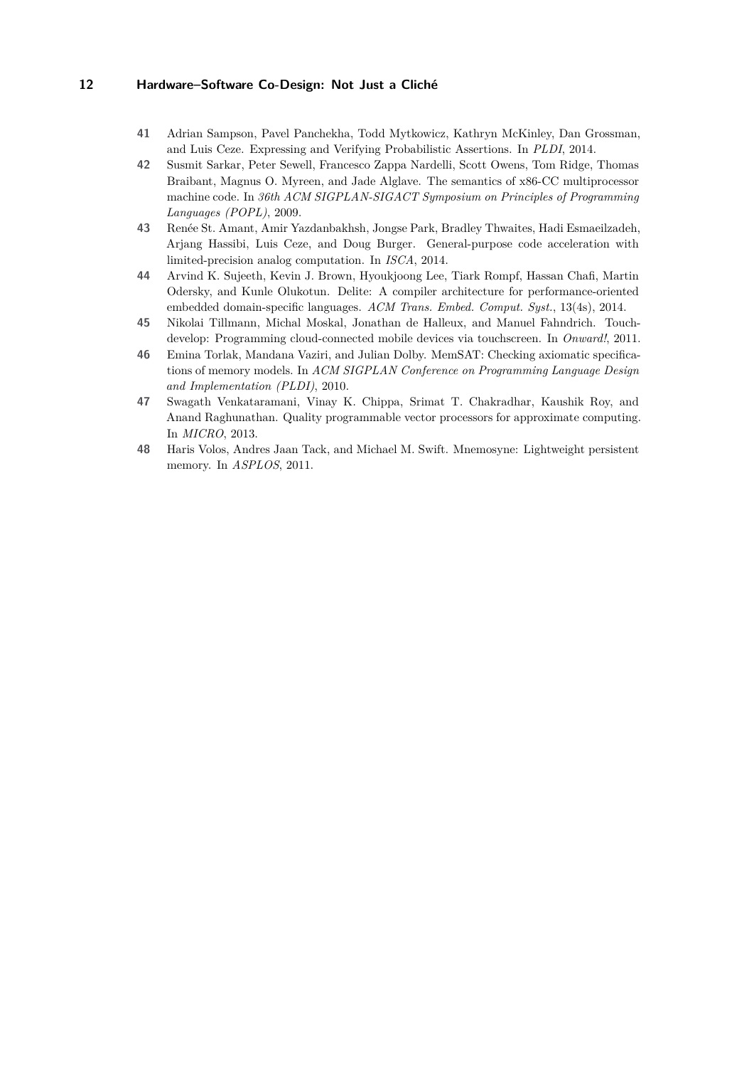41 Adrian Sampson, Pavel Panchekha, Todd Mytkowicz, Kathryn McKinley, Dan Grossman, and Luis Ceze. Expressing and Verifying Probabilistic Assertions. In *PLDI*, 2014.

42 Susmit Sarkar, Peter Sewell, Francesco Zappa Nardelli, Scott Owens, Tom Ridge, Thomas Braibant, Magnus O. Myreen, and Jade Alglave. The semantics of x86-CC multiprocessor machine code. In *36th ACM SIGPLAN-SIGACT Symposium on Principles of Programming Languages (POPL)*, 2009.

43 Renée St. Amant, Amir Yazdanbakhsh, Jongse Park, Bradley Thwaites, Hadi Esmaeilzadeh, Arjang Hassibi, Luis Ceze, and Doug Burger. General-purpose code acceleration with limited-precision analog computation. In *ISCA*, 2014.

44 Arvind K. Sujeeth, Kevin J. Brown, Hyoukjoong Lee, Tiark Rompf, Hassan Chafi, Martin Odersky, and Kunle Olukotun. Delite: A compiler architecture for performance-oriented embedded domain-specific languages. *ACM Trans. Embed. Comput. Syst.*, 13(4s), 2014.

45 Nikolai Tillmann, Michal Moskal, Jonathan de Halleux, and Manuel Fahndrich. Touchdevelop: Programming cloud-connected mobile devices via touchscreen. In *Onward!*, 2011.

46 Emina Torlak, Mandana Vaziri, and Julian Dolby. MemSAT: Checking axiomatic specifications of memory models. In *ACM SIGPLAN Conference on Programming Language Design and Implementation (PLDI)*, 2010.

47 Swagath Venkataramani, Vinay K. Chippa, Srimat T. Chakradhar, Kaushik Roy, and Anand Raghunathan. Quality programmable vector processors for approximate computing. In *MICRO*, 2013.

48 Haris Volos, Andres Jaan Tack, and Michael M. Swift. Mnemosyne: Lightweight persistent memory. In *ASPLOS*, 2011.